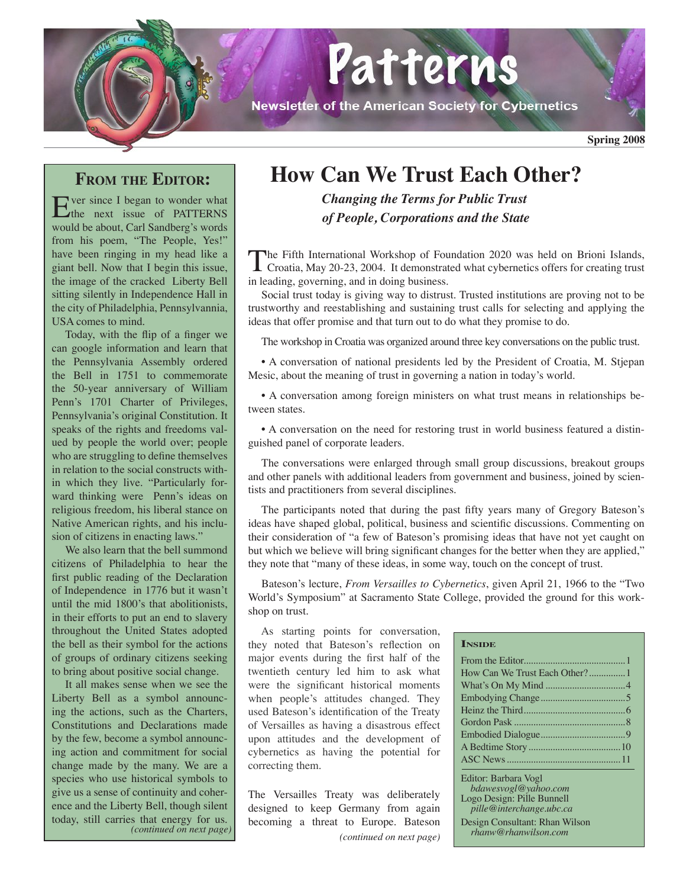# Patterns

Newsletter of the American Society for Cybernetics

Spring 2008

## From the Editor:

Ever since I began to wonder what the next issue of PATTERNS would be about, Carl Sandberg's words from his poem, "The People, Yes!" have been ringing in my head like a giant bell. Now that I begin this issue, the image of the cracked Liberty Bell sitting silently in Independence Hall in the city of Philadelphia, Pennsylvannia, USA comes to mind.

Today, with the flip of a finger we can google information and learn that the Pennsylvania Assembly ordered the Bell in 1751 to commemorate the 50-year anniversary of William Penn's 1701 Charter of Privileges, Pennsylvania's original Constitution. It speaks of the rights and freedoms valued by people the world over; people who are struggling to define themselves in relation to the social constructs within which they live. "Particularly forward thinking were Penn's ideas on religious freedom, his liberal stance on Native American rights, and his inclusion of citizens in enacting laws."

We also learn that the bell summond citizens of Philadelphia to hear the first public reading of the Declaration of Independence in 1776 but it wasn't until the mid 1800's that abolitionists, in their efforts to put an end to slavery throughout the United States adopted the bell as their symbol for the actions of groups of ordinary citizens seeking to bring about positive social change.

It all makes sense when we see the Liberty Bell as a symbol announcing the actions, such as the Charters, Constitutions and Declarations made by the few, become a symbol announcing action and commitment for social change made by the many. We are a species who use historical symbols to give us a sense of continuity and coherence and the Liberty Bell, though silent today, still carries that energy for us.

*(continued on next page)*

# How Can We Trust Each Other?

### *Changing the Terms for Public Trust of People, Corporations and the State*

The Fifth International Workshop of Foundation 2020 was held on Brioni Islands, Croatia, May 20-23, 2004. It demonstrated what cybernetics offers for creating trust in leading, governing, and in doing business.

Social trust today is giving way to distrust. Trusted institutions are proving not to be trustworthy and reestablishing and sustaining trust calls for selecting and applying the ideas that offer promise and that turn out to do what they promise to do.

The workshop in Croatia was organized around three key conversations on the public trust.

• A conversation of national presidents led by the President of Croatia, M. Stjepan Mesic, about the meaning of trust in governing a nation in today's world.

• A conversation among foreign ministers on what trust means in relationships between states.

• A conversation on the need for restoring trust in world business featured a distinguished panel of corporate leaders.

The conversations were enlarged through small group discussions, breakout groups and other panels with additional leaders from government and business, joined by scientists and practitioners from several disciplines.

The participants noted that during the past fifty years many of Gregory Bateson's ideas have shaped global, political, business and scientific discussions. Commenting on their consideration of "a few of Bateson's promising ideas that have not yet caught on but which we believe will bring significant changes for the better when they are applied," they note that "many of these ideas, in some way, touch on the concept of trust.

Bateson's lecture, *From Versailles to Cybernetics*, given April 21, 1966 to the "Two World's Symposium" at Sacramento State College, provided the ground for this workshop on trust.

As starting points for conversation, they noted that Bateson's reflection on major events during the first half of the twentieth century led him to ask what were the significant historical moments when people's attitudes changed. They used Bateson's identification of the Treaty of Versailles as having a disastrous effect upon attitudes and the development of cybernetics as having the potential for correcting them.

The Versailles Treaty was deliberately designed to keep Germany from again becoming a threat to Europe. Bateson

*(continued on next page)*

**Inside**

| | |
|---|---|
| From the Editor | 1 |
| How Can We Trust Each Other? | 1 |
| What's On My Mind | 4 |
| Embodying Change | 5 |
| Heinz the Third | 6 |
| Gordon Pask | 8 |
| Embodied Dialogue | 9 |
| A Bedtime Story | 10 |
| ASC News | 11 |

Editor: Barbara Vogl
*bdawesvogl@yahoo.com*
Logo Design: Pille Bunnell
*pille@interchange.ubc.ca*
Design Consultant: Rhan Wilson
*rhanw@rhanwilson.com*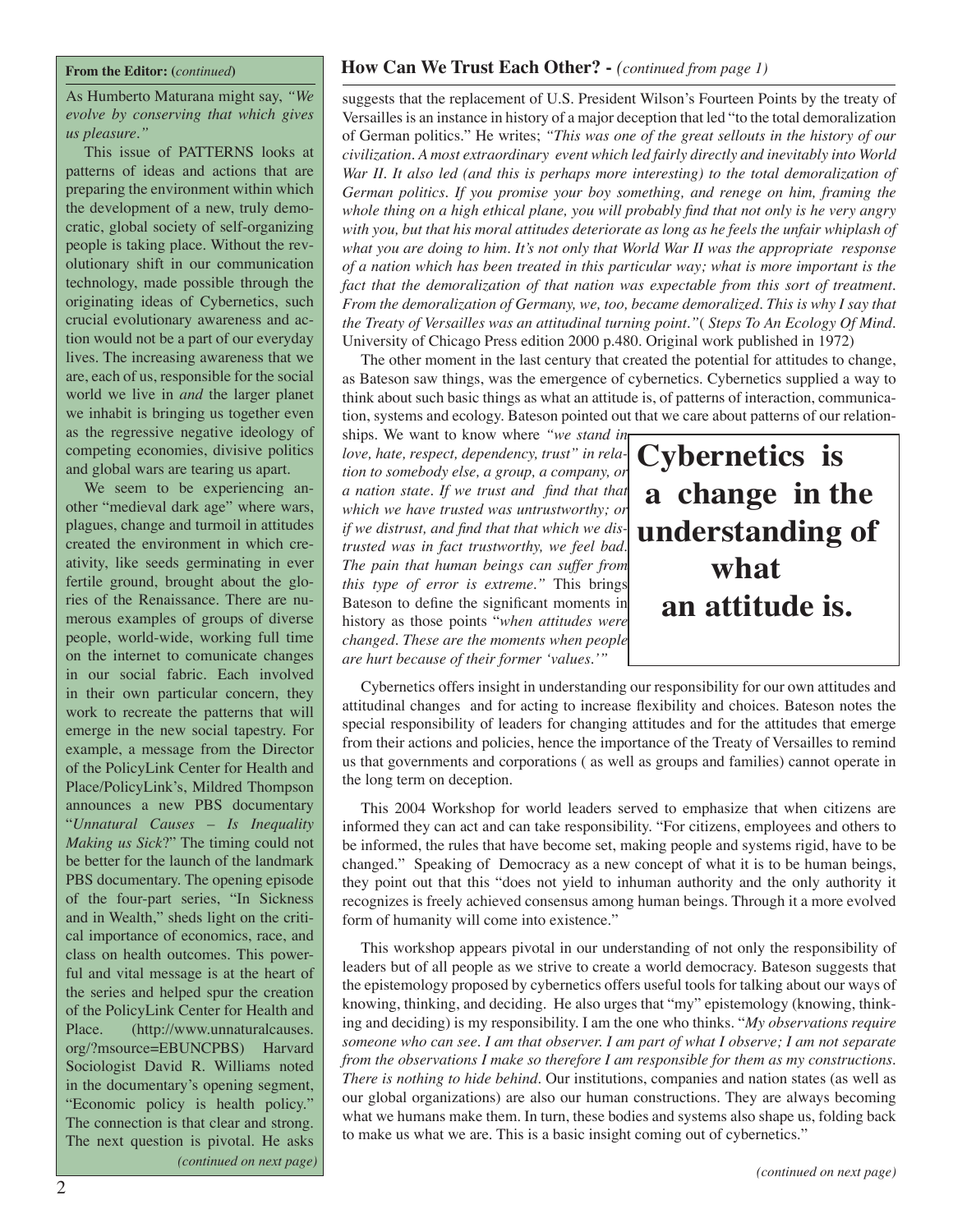**From the Editor:** (*continued*)

As Humberto Maturana might say, *"We evolve by conserving that which gives us pleasure."*

This issue of PATTERNS looks at patterns of ideas and actions that are preparing the environment within which the development of a new, truly democratic, global society of self-organizing people is taking place. Without the revolutionary shift in our communication technology, made possible through the originating ideas of Cybernetics, such crucial evolutionary awareness and action would not be a part of our everyday lives. The increasing awareness that we are, each of us, responsible for the social world we live in *and* the larger planet we inhabit is bringing us together even as the regressive negative ideology of competing economies, divisive politics and global wars are tearing us apart.

We seem to be experiencing another "medieval dark age" where wars, plagues, change and turmoil in attitudes created the environment in which creativity, like seeds germinating in ever fertile ground, brought about the glories of the Renaissance. There are numerous examples of groups of diverse people, world-wide, working full time on the internet to comunicate changes in our social fabric. Each involved in their own particular concern, they work to recreate the patterns that will emerge in the new social tapestry. For example, a message from the Director of the PolicyLink Center for Health and Place/PolicyLink's, Mildred Thompson announces a new PBS documentary "*Unnatural Causes – Is Inequality Making us Sick*?" The timing could not be better for the launch of the landmark PBS documentary. The opening episode of the four-part series, "In Sickness and in Wealth," sheds light on the critical importance of economics, race, and class on health outcomes. This powerful and vital message is at the heart of the series and helped spur the creation of the PolicyLink Center for Health and Place. (http://www.unnaturalcauses.org/?msource=EBUNCPBS) Harvard Sociologist David R. Williams noted in the documentary's opening segment, "Economic policy is health policy." The connection is that clear and strong. The next question is pivotal. He asks

*(continued on next page)*

## How Can We Trust Each Other? - *(continued from page 1)*

suggests that the replacement of U.S. President Wilson's Fourteen Points by the treaty of Versailles is an instance in history of a major deception that led "to the total demoralization of German politics." He writes; *"This was one of the great sellouts in the history of our civilization. A most extraordinary event which led fairly directly and inevitably into World War II. It also led (and this is perhaps more interesting) to the total demoralization of German politics. If you promise your boy something, and renege on him, framing the whole thing on a high ethical plane, you will probably find that not only is he very angry with you, but that his moral attitudes deteriorate as long as he feels the unfair whiplash of what you are doing to him. It's not only that World War II was the appropriate response of a nation which has been treated in this particular way; what is more important is the fact that the demoralization of that nation was expectable from this sort of treatment. From the demoralization of Germany, we, too, became demoralized. This is why I say that the Treaty of Versailles was an attitudinal turning point."*( *Steps To An Ecology Of Mind*. University of Chicago Press edition 2000 p.480. Original work published in 1972)

The other moment in the last century that created the potential for attitudes to change, as Bateson saw things, was the emergence of cybernetics. Cybernetics supplied a way to think about such basic things as what an attitude is, of patterns of interaction, communication, systems and ecology. Bateson pointed out that we care about patterns of our relationships. We want to know where *"we stand in love, hate, respect, dependency, trust" in relation to somebody else, a group, a company, or a nation state. If we trust and find that that which we have trusted was untrustworthy; or if we distrust, and find that that which we distrusted was in fact trustworthy, we feel bad. The pain that human beings can suffer from this type of error is extreme."* This brings Bateson to define the significant moments in history as those points "*when attitudes were changed. These are the moments when people are hurt because of their former 'values.'"*

**Cybernetics is a change in the understanding of what an attitude is.**

Cybernetics offers insight in understanding our responsibility for our own attitudes and attitudinal changes and for acting to increase flexibility and choices. Bateson notes the special responsibility of leaders for changing attitudes and for the attitudes that emerge from their actions and policies, hence the importance of the Treaty of Versailles to remind us that governments and corporations ( as well as groups and families) cannot operate in the long term on deception.

This 2004 Workshop for world leaders served to emphasize that when citizens are informed they can act and can take responsibility. "For citizens, employees and others to be informed, the rules that have become set, making people and systems rigid, have to be changed." Speaking of Democracy as a new concept of what it is to be human beings, they point out that this "does not yield to inhuman authority and the only authority it recognizes is freely achieved consensus among human beings. Through it a more evolved form of humanity will come into existence."

This workshop appears pivotal in our understanding of not only the responsibility of leaders but of all people as we strive to create a world democracy. Bateson suggests that the epistemology proposed by cybernetics offers useful tools for talking about our ways of knowing, thinking, and deciding. He also urges that "my" epistemology (knowing, thinking and deciding) is my responsibility. I am the one who thinks. "*My observations require someone who can see. I am that observer. I am part of what I observe; I am not separate from the observations I make so therefore I am responsible for them as my constructions. There is nothing to hide behind.* Our institutions, companies and nation states (as well as our global organizations) are also our human constructions. They are always becoming what we humans make them. In turn, these bodies and systems also shape us, folding back to make us what we are. This is a basic insight coming out of cybernetics."

*(continued on next page)*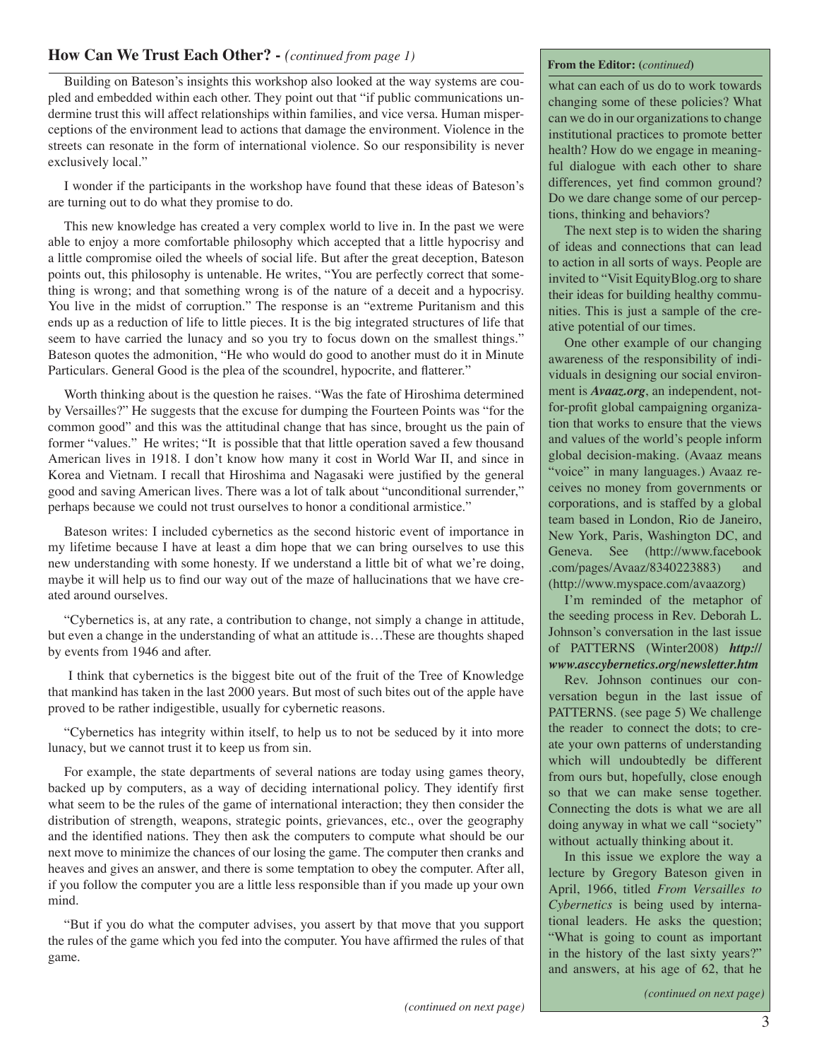## How Can We Trust Each Other? - *(continued from page 1)*

Building on Bateson's insights this workshop also looked at the way systems are coupled and embedded within each other. They point out that "if public communications undermine trust this will affect relationships within families, and vice versa. Human misperceptions of the environment lead to actions that damage the environment. Violence in the streets can resonate in the form of international violence. So our responsibility is never exclusively local."

I wonder if the participants in the workshop have found that these ideas of Bateson's are turning out to do what they promise to do.

This new knowledge has created a very complex world to live in. In the past we were able to enjoy a more comfortable philosophy which accepted that a little hypocrisy and a little compromise oiled the wheels of social life. But after the great deception, Bateson points out, this philosophy is untenable. He writes, "You are perfectly correct that something is wrong; and that something wrong is of the nature of a deceit and a hypocrisy. You live in the midst of corruption." The response is an "extreme Puritanism and this ends up as a reduction of life to little pieces. It is the big integrated structures of life that seem to have carried the lunacy and so you try to focus down on the smallest things." Bateson quotes the admonition, "He who would do good to another must do it in Minute Particulars. General Good is the plea of the scoundrel, hypocrite, and flatterer."

Worth thinking about is the question he raises. "Was the fate of Hiroshima determined by Versailles?" He suggests that the excuse for dumping the Fourteen Points was "for the common good" and this was the attitudinal change that has since, brought us the pain of former "values." He writes; "It is possible that that little operation saved a few thousand American lives in 1918. I don't know how many it cost in World War II, and since in Korea and Vietnam. I recall that Hiroshima and Nagasaki were justified by the general good and saving American lives. There was a lot of talk about "unconditional surrender," perhaps because we could not trust ourselves to honor a conditional armistice."

Bateson writes: I included cybernetics as the second historic event of importance in my lifetime because I have at least a dim hope that we can bring ourselves to use this new understanding with some honesty. If we understand a little bit of what we're doing, maybe it will help us to find our way out of the maze of hallucinations that we have created around ourselves.

"Cybernetics is, at any rate, a contribution to change, not simply a change in attitude, but even a change in the understanding of what an attitude is…These are thoughts shaped by events from 1946 and after.

I think that cybernetics is the biggest bite out of the fruit of the Tree of Knowledge that mankind has taken in the last 2000 years. But most of such bites out of the apple have proved to be rather indigestible, usually for cybernetic reasons.

"Cybernetics has integrity within itself, to help us to not be seduced by it into more lunacy, but we cannot trust it to keep us from sin.

For example, the state departments of several nations are today using games theory, backed up by computers, as a way of deciding international policy. They identify first what seem to be the rules of the game of international interaction; they then consider the distribution of strength, weapons, strategic points, grievances, etc., over the geography and the identified nations. They then ask the computers to compute what should be our next move to minimize the chances of our losing the game. The computer then cranks and heaves and gives an answer, and there is some temptation to obey the computer. After all, if you follow the computer you are a little less responsible than if you made up your own mind.

"But if you do what the computer advises, you assert by that move that you support the rules of the game which you fed into the computer. You have affirmed the rules of that game.

*(continued on next page)*

**From the Editor:** (*continued*)

what can each of us do to work towards changing some of these policies? What can we do in our organizations to change institutional practices to promote better health? How do we engage in meaningful dialogue with each other to share differences, yet find common ground? Do we dare change some of our perceptions, thinking and behaviors?

The next step is to widen the sharing of ideas and connections that can lead to action in all sorts of ways. People are invited to "Visit EquityBlog.org to share their ideas for building healthy communities. This is just a sample of the creative potential of our times.

One other example of our changing awareness of the responsibility of individuals in designing our social environment is ***Avaaz.org***, an independent, not-for-profit global campaigning organization that works to ensure that the views and values of the world's people inform global decision-making. (Avaaz means "voice" in many languages.) Avaaz receives no money from governments or corporations, and is staffed by a global team based in London, Rio de Janeiro, New York, Paris, Washington DC, and Geneva. See (http://www.facebook .com/pages/Avaaz/8340223883) and (http://www.myspace.com/avaazorg)

I'm reminded of the metaphor of the seeding process in Rev. Deborah L. Johnson's conversation in the last issue of PATTERNS (Winter2008) ***http://www.asccybernetics.org/newsletter.htm***

Rev. Johnson continues our conversation begun in the last issue of PATTERNS. (see page 5) We challenge the reader to connect the dots; to create your own patterns of understanding which will undoubtedly be different from ours but, hopefully, close enough so that we can make sense together. Connecting the dots is what we are all doing anyway in what we call "society" without actually thinking about it.

In this issue we explore the way a lecture by Gregory Bateson given in April, 1966, titled *From Versailles to Cybernetics* is being used by international leaders. He asks the question; "What is going to count as important in the history of the last sixty years?" and answers, at his age of 62, that he

*(continued on next page)*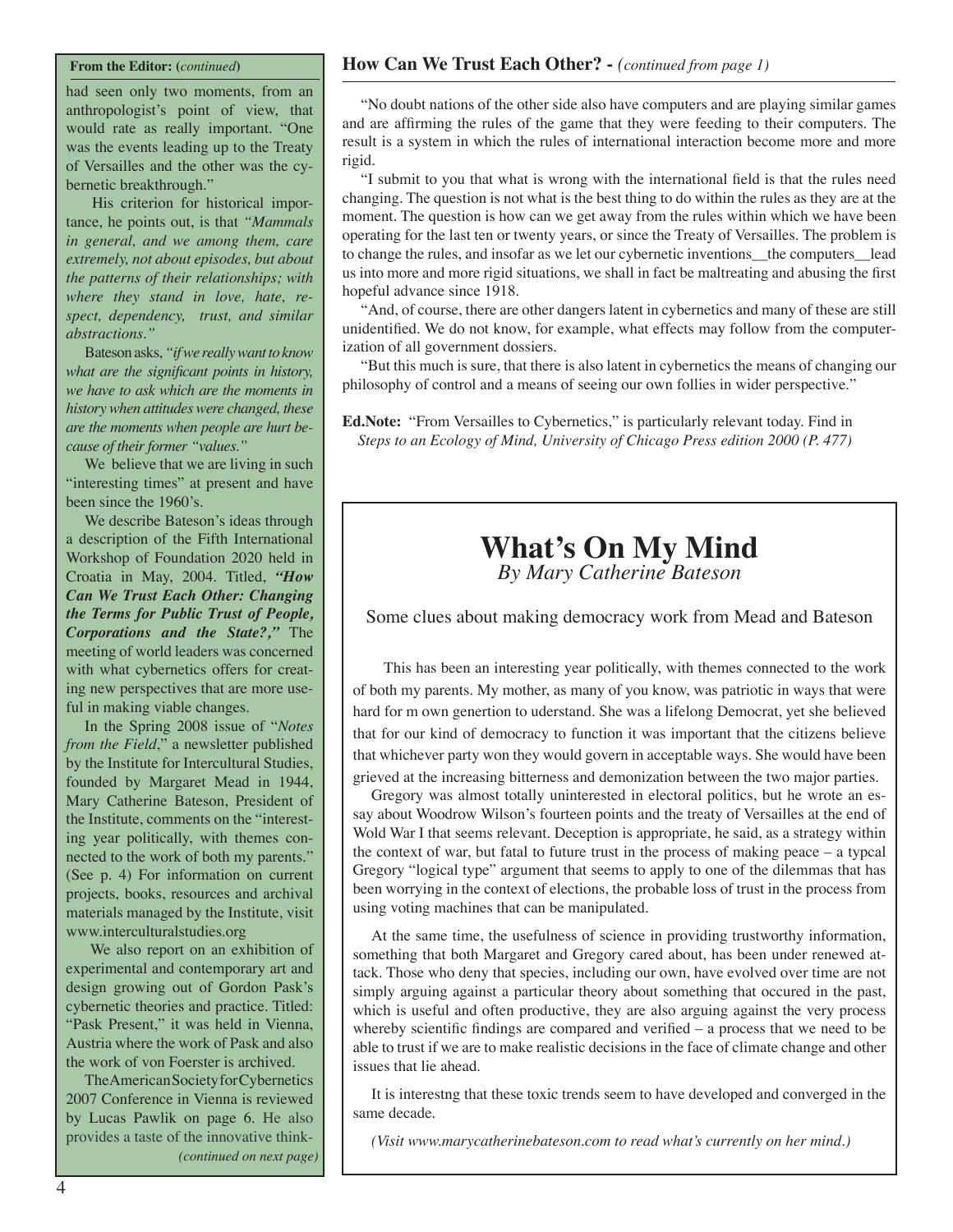**From the Editor:** (*continued*)

had seen only two moments, from an anthropologist's point of view, that would rate as really important. "One was the events leading up to the Treaty of Versailles and the other was the cybernetic breakthrough."

His criterion for historical importance, he points out, is that *"Mammals in general, and we among them, care extremely, not about episodes, but about the patterns of their relationships; with where they stand in love, hate, respect, dependency, trust, and similar abstractions."*

Bateson asks, *"if we really want to know what are the significant points in history, we have to ask which are the moments in history when attitudes were changed, these are the moments when people are hurt because of their former "values."*

We believe that we are living in such "interesting times" at present and have been since the 1960's.

We describe Bateson's ideas through a description of the Fifth International Workshop of Foundation 2020 held in Croatia in May, 2004. Titled, ***"How Can We Trust Each Other: Changing the Terms for Public Trust of People, Corporations and the State?,"*** The meeting of world leaders was concerned with what cybernetics offers for creating new perspectives that are more useful in making viable changes.

In the Spring 2008 issue of "*Notes from the Field*," a newsletter published by the Institute for Intercultural Studies, founded by Margaret Mead in 1944, Mary Catherine Bateson, President of the Institute, comments on the "interesting year politically, with themes connected to the work of both my parents." (See p. 4) For information on current projects, books, resources and archival materials managed by the Institute, visit www.interculturalstudies.org

We also report on an exhibition of experimental and contemporary art and design growing out of Gordon Pask's cybernetic theories and practice. Titled: "Pask Present," it was held in Vienna, Austria where the work of Pask and also the work of von Foerster is archived.

The American Society for Cybernetics 2007 Conference in Vienna is reviewed by Lucas Pawlik on page 6. He also provides a taste of the innovative think-

*(continued on next page)*

**How Can We Trust Each Other? -** *(continued from page 1)*

"No doubt nations of the other side also have computers and are playing similar games and are affirming the rules of the game that they were feeding to their computers. The result is a system in which the rules of international interaction become more and more rigid.

"I submit to you that what is wrong with the international field is that the rules need changing. The question is not what is the best thing to do within the rules as they are at the moment. The question is how can we get away from the rules within which we have been operating for the last ten or twenty years, or since the Treaty of Versailles. The problem is to change the rules, and insofar as we let our cybernetic inventions__the computers__lead us into more and more rigid situations, we shall in fact be maltreating and abusing the first hopeful advance since 1918.

"And, of course, there are other dangers latent in cybernetics and many of these are still unidentified. We do not know, for example, what effects may follow from the computerization of all government dossiers.

"But this much is sure, that there is also latent in cybernetics the means of changing our philosophy of control and a means of seeing our own follies in wider perspective."

**Ed.Note:** "From Versailles to Cybernetics," is particularly relevant today. Find in *Steps to an Ecology of Mind, University of Chicago Press edition 2000 (P. 477)*

# What's On My Mind

*By Mary Catherine Bateson*

Some clues about making democracy work from Mead and Bateson

This has been an interesting year politically, with themes connected to the work of both my parents. My mother, as many of you know, was patriotic in ways that were hard for m own genertion to uderstand. She was a lifelong Democrat, yet she believed that for our kind of democracy to function it was important that the citizens believe that whichever party won they would govern in acceptable ways. She would have been grieved at the increasing bitterness and demonization between the two major parties.

Gregory was almost totally uninterested in electoral politics, but he wrote an essay about Woodrow Wilson's fourteen points and the treaty of Versailles at the end of Wold War I that seems relevant. Deception is appropriate, he said, as a strategy within the context of war, but fatal to future trust in the process of making peace – a typcal Gregory "logical type" argument that seems to apply to one of the dilemmas that has been worrying in the context of elections, the probable loss of trust in the process from using voting machines that can be manipulated.

At the same time, the usefulness of science in providing trustworthy information, something that both Margaret and Gregory cared about, has been under renewed attack. Those who deny that species, including our own, have evolved over time are not simply arguing against a particular theory about something that occured in the past, which is useful and often productive, they are also arguing against the very process whereby scientific findings are compared and verified – a process that we need to be able to trust if we are to make realistic decisions in the face of climate change and other issues that lie ahead.

It is interestng that these toxic trends seem to have developed and converged in the same decade.

*(Visit www.marycatherinebateson.com to read what's currently on her mind.)*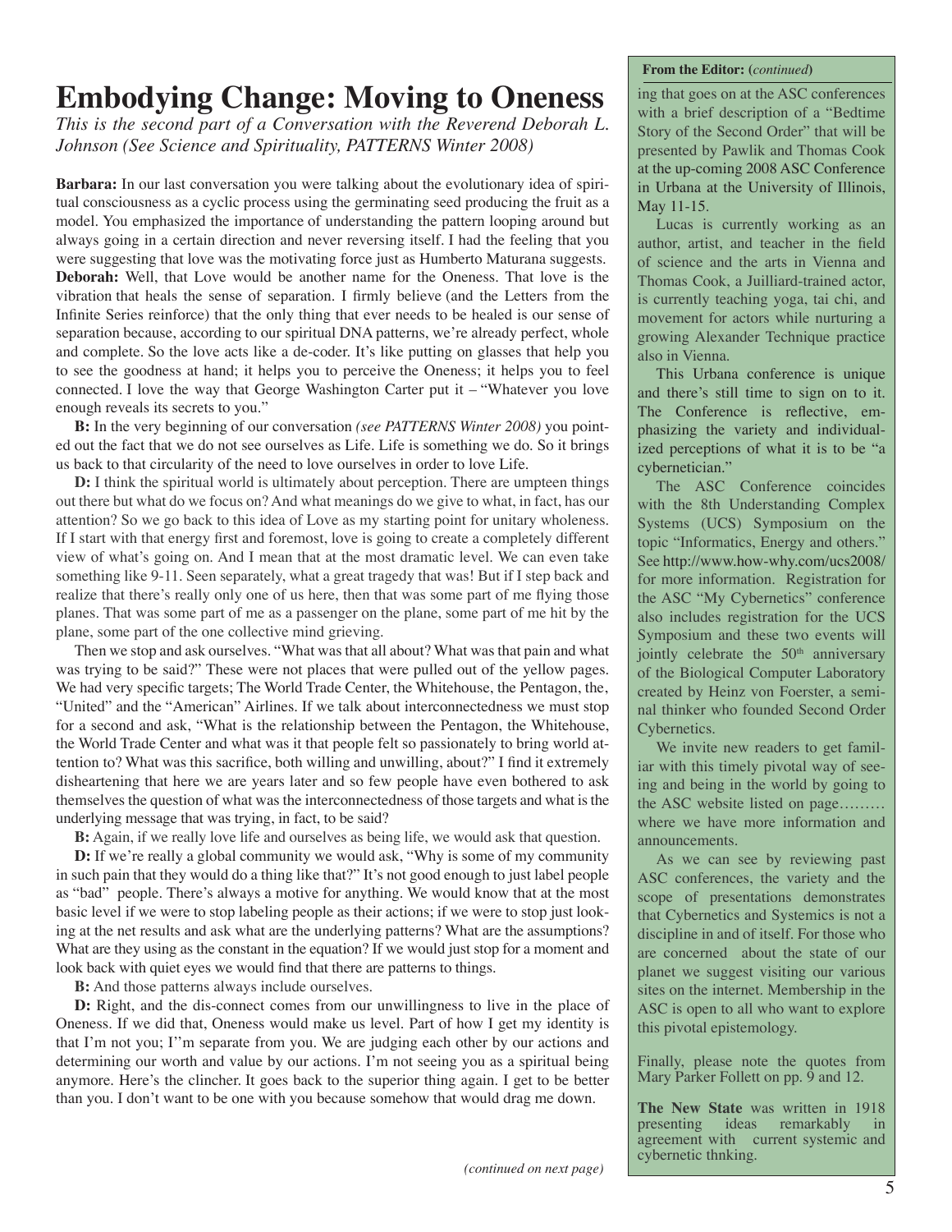# Embodying Change: Moving to Oneness

*This is the second part of a Conversation with the Reverend Deborah L. Johnson (See Science and Spirituality, PATTERNS Winter 2008)*

**Barbara:** In our last conversation you were talking about the evolutionary idea of spiritual consciousness as a cyclic process using the germinating seed producing the fruit as a model. You emphasized the importance of understanding the pattern looping around but always going in a certain direction and never reversing itself. I had the feeling that you were suggesting that love was the motivating force just as Humberto Maturana suggests.

**Deborah:** Well, that Love would be another name for the Oneness. That love is the vibration that heals the sense of separation. I firmly believe (and the Letters from the Infinite Series reinforce) that the only thing that ever needs to be healed is our sense of separation because, according to our spiritual DNA patterns, we're already perfect, whole and complete. So the love acts like a de-coder. It's like putting on glasses that help you to see the goodness at hand; it helps you to perceive the Oneness; it helps you to feel connected. I love the way that George Washington Carter put it – "Whatever you love enough reveals its secrets to you."

**B:** In the very beginning of our conversation *(see PATTERNS Winter 2008)* you pointed out the fact that we do not see ourselves as Life. Life is something we do. So it brings us back to that circularity of the need to love ourselves in order to love Life.

**D:** I think the spiritual world is ultimately about perception. There are umpteen things out there but what do we focus on? And what meanings do we give to what, in fact, has our attention? So we go back to this idea of Love as my starting point for unitary wholeness. If I start with that energy first and foremost, love is going to create a completely different view of what's going on. And I mean that at the most dramatic level. We can even take something like 9-11. Seen separately, what a great tragedy that was! But if I step back and realize that there's really only one of us here, then that was some part of me flying those planes. That was some part of me as a passenger on the plane, some part of me hit by the plane, some part of the one collective mind grieving.

Then we stop and ask ourselves. "What was that all about? What was that pain and what was trying to be said?" These were not places that were pulled out of the yellow pages. We had very specific targets; The World Trade Center, the Whitehouse, the Pentagon, the, "United" and the "American" Airlines. If we talk about interconnectedness we must stop for a second and ask, "What is the relationship between the Pentagon, the Whitehouse, the World Trade Center and what was it that people felt so passionately to bring world attention to? What was this sacrifice, both willing and unwilling, about?" I find it extremely disheartening that here we are years later and so few people have even bothered to ask themselves the question of what was the interconnectedness of those targets and what is the underlying message that was trying, in fact, to be said?

**B:** Again, if we really love life and ourselves as being life, we would ask that question.

**D:** If we're really a global community we would ask, "Why is some of my community in such pain that they would do a thing like that?" It's not good enough to just label people as "bad" people. There's always a motive for anything. We would know that at the most basic level if we were to stop labeling people as their actions; if we were to stop just looking at the net results and ask what are the underlying patterns? What are the assumptions? What are they using as the constant in the equation? If we would just stop for a moment and look back with quiet eyes we would find that there are patterns to things.

**B:** And those patterns always include ourselves.

**D:** Right, and the dis-connect comes from our unwillingness to live in the place of Oneness. If we did that, Oneness would make us level. Part of how I get my identity is that I'm not you; I''m separate from you. We are judging each other by our actions and determining our worth and value by our actions. I'm not seeing you as a spiritual being anymore. Here's the clincher. It goes back to the superior thing again. I get to be better than you. I don't want to be one with you because somehow that would drag me down.

*(continued on next page)*

**From the Editor: (*continued*)**

ing that goes on at the ASC conferences with a brief description of a "Bedtime Story of the Second Order" that will be presented by Pawlik and Thomas Cook at the up-coming 2008 ASC Conference in Urbana at the University of Illinois, May 11-15.

Lucas is currently working as an author, artist, and teacher in the field of science and the arts in Vienna and Thomas Cook, a Juilliard-trained actor, is currently teaching yoga, tai chi, and movement for actors while nurturing a growing Alexander Technique practice also in Vienna.

This Urbana conference is unique and there's still time to sign on to it. The Conference is reflective, emphasizing the variety and individualized perceptions of what it is to be "a cybernetician."

The ASC Conference coincides with the 8th Understanding Complex Systems (UCS) Symposium on the topic "Informatics, Energy and others." See http://www.how-why.com/ucs2008/ for more information. Registration for the ASC "My Cybernetics" conference also includes registration for the UCS Symposium and these two events will jointly celebrate the 50th anniversary of the Biological Computer Laboratory created by Heinz von Foerster, a seminal thinker who founded Second Order Cybernetics.

We invite new readers to get familiar with this timely pivotal way of seeing and being in the world by going to the ASC website listed on page……… where we have more information and announcements.

As we can see by reviewing past ASC conferences, the variety and the scope of presentations demonstrates that Cybernetics and Systemics is not a discipline in and of itself. For those who are concerned about the state of our planet we suggest visiting our various sites on the internet. Membership in the ASC is open to all who want to explore this pivotal epistemology.

Finally, please note the quotes from Mary Parker Follett on pp. 9 and 12.

**The New State** was written in 1918 presenting ideas remarkably in agreement with current systemic and cybernetic thnking.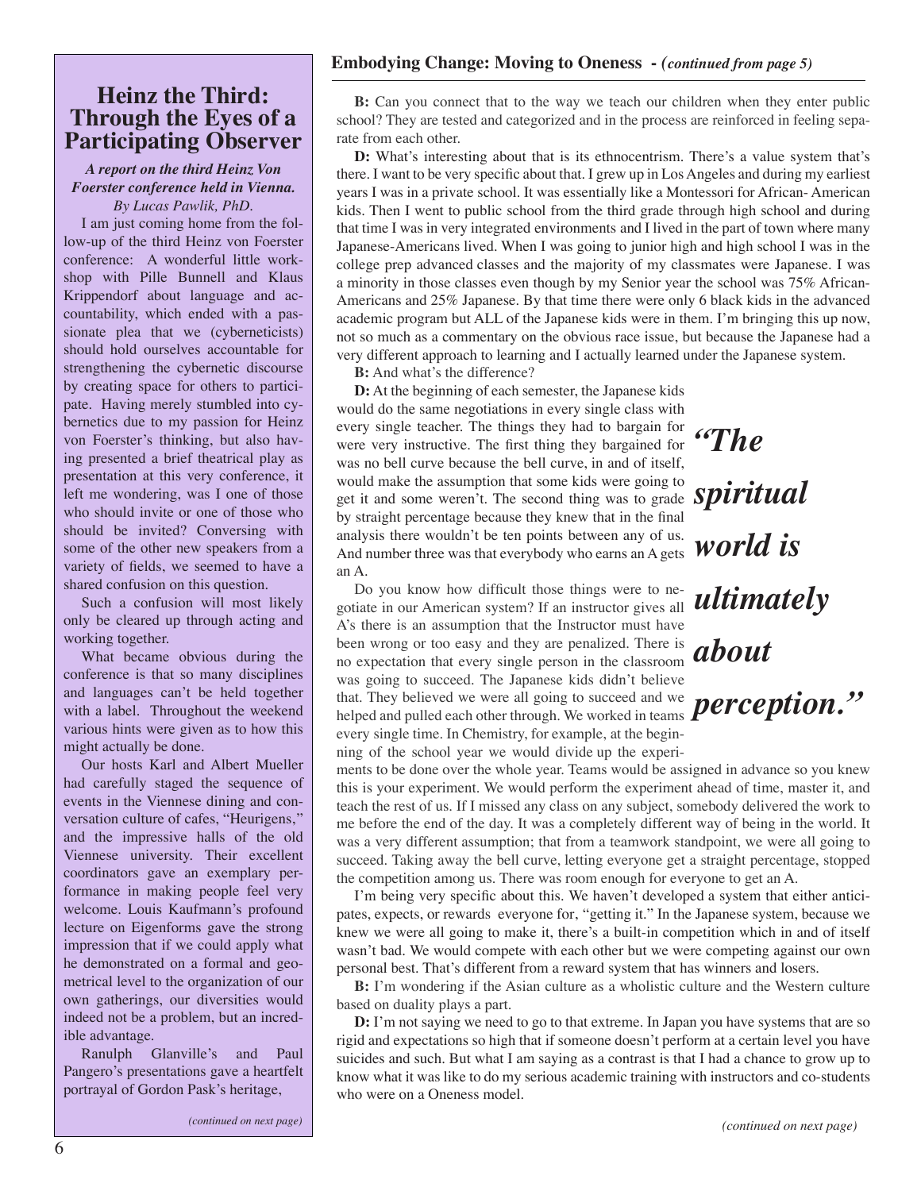## Heinz the Third: Through the Eyes of a Participating Observer

***A report on the third Heinz Von Foerster conference held in Vienna.***
*By Lucas Pawlik, PhD.*

I am just coming home from the follow-up of the third Heinz von Foerster conference: A wonderful little workshop with Pille Bunnell and Klaus Krippendorf about language and accountability, which ended with a passionate plea that we (cyberneticists) should hold ourselves accountable for strengthening the cybernetic discourse by creating space for others to participate. Having merely stumbled into cybernetics due to my passion for Heinz von Foerster's thinking, but also having presented a brief theatrical play as presentation at this very conference, it left me wondering, was I one of those who should invite or one of those who should be invited? Conversing with some of the other new speakers from a variety of fields, we seemed to have a shared confusion on this question.

Such a confusion will most likely only be cleared up through acting and working together.

What became obvious during the conference is that so many disciplines and languages can't be held together with a label. Throughout the weekend various hints were given as to how this might actually be done.

Our hosts Karl and Albert Mueller had carefully staged the sequence of events in the Viennese dining and conversation culture of cafes, "Heurigens," and the impressive halls of the old Viennese university. Their excellent coordinators gave an exemplary performance in making people feel very welcome. Louis Kaufmann's profound lecture on Eigenforms gave the strong impression that if we could apply what he demonstrated on a formal and geometrical level to the organization of our own gatherings, our diversities would indeed not be a problem, but an incredible advantage.

Ranulph Glanville's and Paul Pangero's presentations gave a heartfelt portrayal of Gordon Pask's heritage,

*(continued on next page)*

## Embodying Change: Moving to Oneness - *(continued from page 5)*

**B:** Can you connect that to the way we teach our children when they enter public school? They are tested and categorized and in the process are reinforced in feeling separate from each other.

**D:** What's interesting about that is its ethnocentrism. There's a value system that's there. I want to be very specific about that. I grew up in Los Angeles and during my earliest years I was in a private school. It was essentially like a Montessori for African- American kids. Then I went to public school from the third grade through high school and during that time I was in very integrated environments and I lived in the part of town where many Japanese-Americans lived. When I was going to junior high and high school I was in the college prep advanced classes and the majority of my classmates were Japanese. I was a minority in those classes even though by my Senior year the school was 75% African-Americans and 25% Japanese. By that time there were only 6 black kids in the advanced academic program but ALL of the Japanese kids were in them. I'm bringing this up now, not so much as a commentary on the obvious race issue, but because the Japanese had a very different approach to learning and I actually learned under the Japanese system.

**B:** And what's the difference?

**D:** At the beginning of each semester, the Japanese kids would do the same negotiations in every single class with every single teacher. The things they had to bargain for were very instructive. The first thing they bargained for was no bell curve because the bell curve, in and of itself, would make the assumption that some kids were going to get it and some weren't. The second thing was to grade by straight percentage because they knew that in the final analysis there wouldn't be ten points between any of us. And number three was that everybody who earns an A gets an A.

***"The spiritual world is ultimately about perception."***

Do you know how difficult those things were to negotiate in our American system? If an instructor gives all A's there is an assumption that the Instructor must have been wrong or too easy and they are penalized. There is no expectation that every single person in the classroom was going to succeed. The Japanese kids didn't believe that. They believed we were all going to succeed and we helped and pulled each other through. We worked in teams every single time. In Chemistry, for example, at the beginning of the school year we would divide up the experiments to be done over the whole year. Teams would be assigned in advance so you knew this is your experiment. We would perform the experiment ahead of time, master it, and teach the rest of us. If I missed any class on any subject, somebody delivered the work to me before the end of the day. It was a completely different way of being in the world. It was a very different assumption; that from a teamwork standpoint, we were all going to succeed. Taking away the bell curve, letting everyone get a straight percentage, stopped the competition among us. There was room enough for everyone to get an A.

I'm being very specific about this. We haven't developed a system that either anticipates, expects, or rewards everyone for, "getting it." In the Japanese system, because we knew we were all going to make it, there's a built-in competition which in and of itself wasn't bad. We would compete with each other but we were competing against our own personal best. That's different from a reward system that has winners and losers.

**B:** I'm wondering if the Asian culture as a wholistic culture and the Western culture based on duality plays a part.

**D:** I'm not saying we need to go to that extreme. In Japan you have systems that are so rigid and expectations so high that if someone doesn't perform at a certain level you have suicides and such. But what I am saying as a contrast is that I had a chance to grow up to know what it was like to do my serious academic training with instructors and co-students who were on a Oneness model.

*(continued on next page)*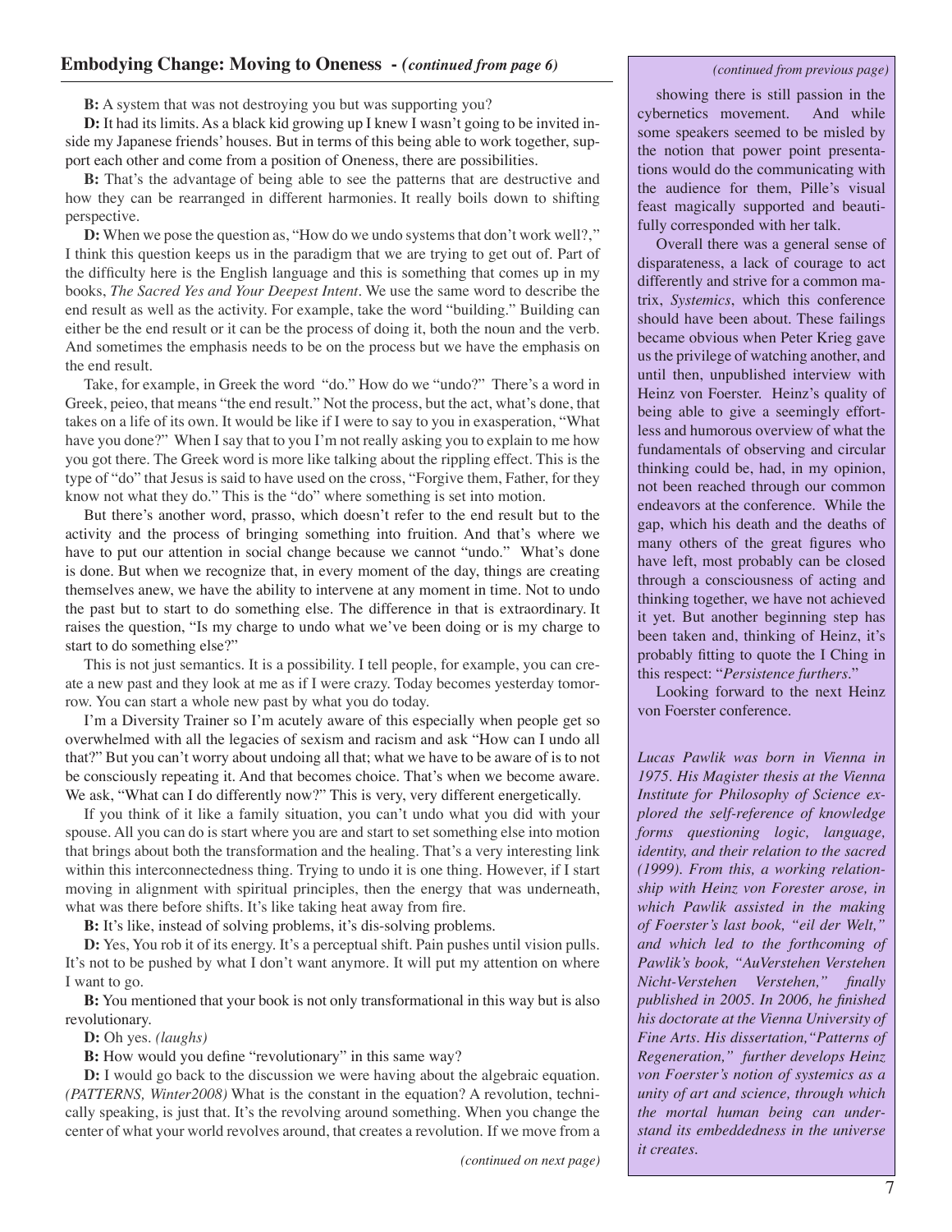## Embodying Change: Moving to Oneness - *(continued from page 6)*

**B:** A system that was not destroying you but was supporting you?

**D:** It had its limits. As a black kid growing up I knew I wasn't going to be invited inside my Japanese friends' houses. But in terms of this being able to work together, support each other and come from a position of Oneness, there are possibilities.

**B:** That's the advantage of being able to see the patterns that are destructive and how they can be rearranged in different harmonies. It really boils down to shifting perspective.

**D:** When we pose the question as, "How do we undo systems that don't work well?," I think this question keeps us in the paradigm that we are trying to get out of. Part of the difficulty here is the English language and this is something that comes up in my books, *The Sacred Yes and Your Deepest Intent*. We use the same word to describe the end result as well as the activity. For example, take the word "building." Building can either be the end result or it can be the process of doing it, both the noun and the verb. And sometimes the emphasis needs to be on the process but we have the emphasis on the end result.

Take, for example, in Greek the word "do." How do we "undo?" There's a word in Greek, peieo, that means "the end result." Not the process, but the act, what's done, that takes on a life of its own. It would be like if I were to say to you in exasperation, "What have you done?" When I say that to you I'm not really asking you to explain to me how you got there. The Greek word is more like talking about the rippling effect. This is the type of "do" that Jesus is said to have used on the cross, "Forgive them, Father, for they know not what they do." This is the "do" where something is set into motion.

But there's another word, prasso, which doesn't refer to the end result but to the activity and the process of bringing something into fruition. And that's where we have to put our attention in social change because we cannot "undo." What's done is done. But when we recognize that, in every moment of the day, things are creating themselves anew, we have the ability to intervene at any moment in time. Not to undo the past but to start to do something else. The difference in that is extraordinary. It raises the question, "Is my charge to undo what we've been doing or is my charge to start to do something else?"

This is not just semantics. It is a possibility. I tell people, for example, you can create a new past and they look at me as if I were crazy. Today becomes yesterday tomorrow. You can start a whole new past by what you do today.

I'm a Diversity Trainer so I'm acutely aware of this especially when people get so overwhelmed with all the legacies of sexism and racism and ask "How can I undo all that?" But you can't worry about undoing all that; what we have to be aware of is to not be consciously repeating it. And that becomes choice. That's when we become aware. We ask, "What can I do differently now?" This is very, very different energetically.

If you think of it like a family situation, you can't undo what you did with your spouse. All you can do is start where you are and start to set something else into motion that brings about both the transformation and the healing. That's a very interesting link within this interconnectedness thing. Trying to undo it is one thing. However, if I start moving in alignment with spiritual principles, then the energy that was underneath, what was there before shifts. It's like taking heat away from fire.

**B:** It's like, instead of solving problems, it's dis-solving problems.

**D:** Yes, You rob it of its energy. It's a perceptual shift. Pain pushes until vision pulls. It's not to be pushed by what I don't want anymore. It will put my attention on where I want to go.

**B:** You mentioned that your book is not only transformational in this way but is also revolutionary.

**D:** Oh yes. *(laughs)*

**B:** How would you define "revolutionary" in this same way?

**D:** I would go back to the discussion we were having about the algebraic equation. *(PATTERNS, Winter2008)* What is the constant in the equation? A revolution, technically speaking, is just that. It's the revolving around something. When you change the center of what your world revolves around, that creates a revolution. If we move from a

*(continued on next page)*

---

*(continued from previous page)*

showing there is still passion in the cybernetics movement. And while some speakers seemed to be misled by the notion that power point presentations would do the communicating with the audience for them, Pille's visual feast magically supported and beautifully corresponded with her talk.

Overall there was a general sense of disparateness, a lack of courage to act differently and strive for a common matrix, *Systemics*, which this conference should have been about. These failings became obvious when Peter Krieg gave us the privilege of watching another, and until then, unpublished interview with Heinz von Foerster. Heinz's quality of being able to give a seemingly effortless and humorous overview of what the fundamentals of observing and circular thinking could be, had, in my opinion, not been reached through our common endeavors at the conference. While the gap, which his death and the deaths of many others of the great figures who have left, most probably can be closed through a consciousness of acting and thinking together, we have not achieved it yet. But another beginning step has been taken and, thinking of Heinz, it's probably fitting to quote the I Ching in this respect: "*Persistence furthers*."

Looking forward to the next Heinz von Foerster conference.

*Lucas Pawlik was born in Vienna in 1975. His Magister thesis at the Vienna Institute for Philosophy of Science explored the self-reference of knowledge forms questioning logic, language, identity, and their relation to the sacred (1999). From this, a working relationship with Heinz von Forester arose, in which Pawlik assisted in the making of Foerster's last book, "eil der Welt," and which led to the forthcoming of Pawlik's book, "AuVerstehen Verstehen Nicht-Verstehen Verstehen," finally published in 2005. In 2006, he finished his doctorate at the Vienna University of Fine Arts. His dissertation,"Patterns of Regeneration," further develops Heinz von Foerster's notion of systemics as a unity of art and science, through which the mortal human being can understand its embeddedness in the universe it creates.*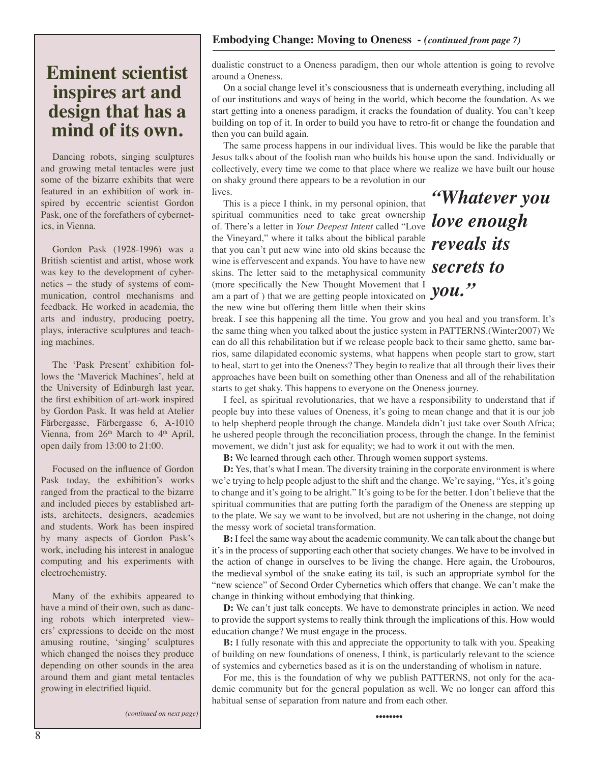## Embodying Change: Moving to Oneness - *(continued from page 7)*

dualistic construct to a Oneness paradigm, then our whole attention is going to revolve around a Oneness.

On a social change level it's consciousness that is underneath everything, including all of our institutions and ways of being in the world, which become the foundation. As we start getting into a oneness paradigm, it cracks the foundation of duality. You can't keep building on top of it. In order to build you have to retro-fit or change the foundation and then you can build again.

The same process happens in our individual lives. This would be like the parable that Jesus talks about of the foolish man who builds his house upon the sand. Individually or collectively, every time we come to that place where we realize we have built our house on shaky ground there appears to be a revolution in our lives.

> ***"Whatever you love enough reveals its secrets to you."***

This is a piece I think, in my personal opinion, that spiritual communities need to take great ownership of. There's a letter in *Your Deepest Intent* called "Love the Vineyard," where it talks about the biblical parable that you can't put new wine into old skins because the wine is effervescent and expands. You have to have new skins. The letter said to the metaphysical community (more specifically the New Thought Movement that I am a part of ) that we are getting people intoxicated on the new wine but offering them little when their skins break. I see this happening all the time. You grow and you heal and you transform. It's the same thing when you talked about the justice system in PATTERNS.(Winter2007) We can do all this rehabilitation but if we release people back to their same ghetto, same barrios, same dilapidated economic systems, what happens when people start to grow, start to heal, start to get into the Oneness? They begin to realize that all through their lives their approaches have been built on something other than Oneness and all of the rehabilitation starts to get shaky. This happens to everyone on the Oneness journey.

I feel, as spiritual revolutionaries, that we have a responsibility to understand that if people buy into these values of Oneness, it's going to mean change and that it is our job to help shepherd people through the change. Mandela didn't just take over South Africa; he ushered people through the reconciliation process, through the change. In the feminist movement, we didn't just ask for equality; we had to work it out with the men.

**B:** We learned through each other. Through women support systems.

**D:** Yes, that's what I mean. The diversity training in the corporate environment is where we're trying to help people adjust to the shift and the change. We're saying, "Yes, it's going to change and it's going to be alright." It's going to be for the better. I don't believe that the spiritual communities that are putting forth the paradigm of the Oneness are stepping up to the plate. We say we want to be involved, but are not ushering in the change, not doing the messy work of societal transformation.

**B:** I feel the same way about the academic community. We can talk about the change but it's in the process of supporting each other that society changes. We have to be involved in the action of change in ourselves to be living the change. Here again, the Urobouros, the medieval symbol of the snake eating its tail, is such an appropriate symbol for the "new science" of Second Order Cybernetics which offers that change. We can't make the change in thinking without embodying that thinking.

**D:** We can't just talk concepts. We have to demonstrate principles in action. We need to provide the support systems to really think through the implications of this. How would education change? We must engage in the process.

**B:** I fully resonate with this and appreciate the opportunity to talk with you. Speaking of building on new foundations of oneness, I think, is particularly relevant to the science of systemics and cybernetics based as it is on the understanding of wholism in nature.

For me, this is the foundation of why we publish PATTERNS, not only for the academic community but for the general population as well. We no longer can afford this habitual sense of separation from nature and from each other.

•••••••

## Eminent scientist inspires art and design that has a mind of its own.

Dancing robots, singing sculptures and growing metal tentacles were just some of the bizarre exhibits that were featured in an exhibition of work inspired by eccentric scientist Gordon Pask, one of the forefathers of cybernetics, in Vienna.

Gordon Pask (1928-1996) was a British scientist and artist, whose work was key to the development of cybernetics – the study of systems of communication, control mechanisms and feedback. He worked in academia, the arts and industry, producing poetry, plays, interactive sculptures and teaching machines.

The 'Pask Present' exhibition follows the 'Maverick Machines', held at the University of Edinburgh last year, the first exhibition of art-work inspired by Gordon Pask. It was held at Atelier Färbergasse, Färbergasse 6, A-1010 Vienna, from 26th March to 4th April, open daily from 13:00 to 21:00.

Focused on the influence of Gordon Pask today, the exhibition's works ranged from the practical to the bizarre and included pieces by established artists, architects, designers, academics and students. Work has been inspired by many aspects of Gordon Pask's work, including his interest in analogue computing and his experiments with electrochemistry.

Many of the exhibits appeared to have a mind of their own, such as dancing robots which interpreted viewers' expressions to decide on the most amusing routine, 'singing' sculptures which changed the noises they produce depending on other sounds in the area around them and giant metal tentacles growing in electrified liquid.

*(continued on next page)*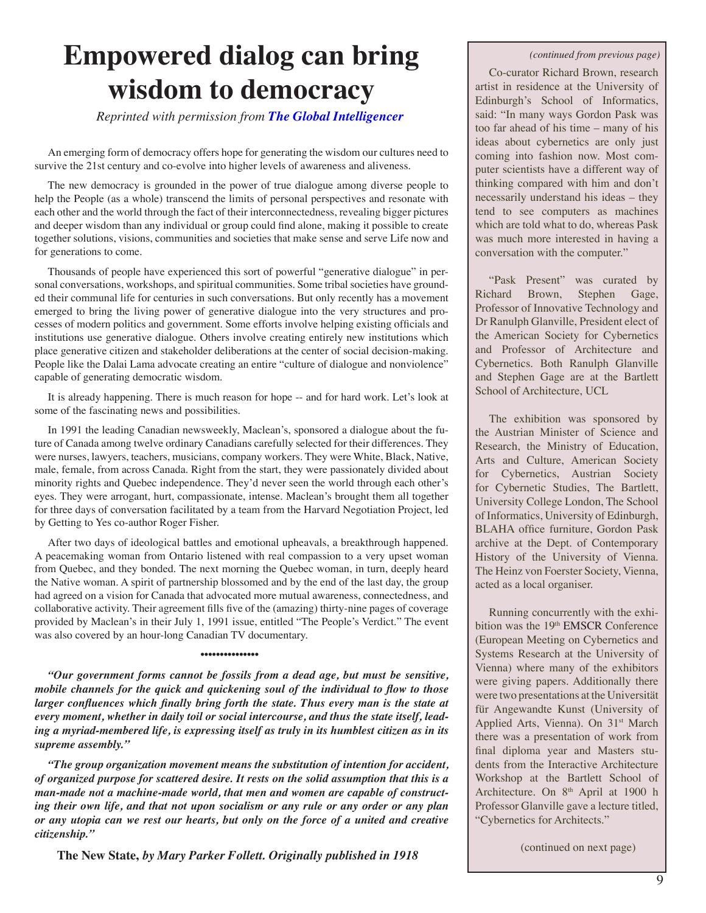# Empowered dialog can bring wisdom to democracy

*Reprinted with permission from* ***The Global Intelligencer***

An emerging form of democracy offers hope for generating the wisdom our cultures need to survive the 21st century and co-evolve into higher levels of awareness and aliveness.

The new democracy is grounded in the power of true dialogue among diverse people to help the People (as a whole) transcend the limits of personal perspectives and resonate with each other and the world through the fact of their interconnectedness, revealing bigger pictures and deeper wisdom than any individual or group could find alone, making it possible to create together solutions, visions, communities and societies that make sense and serve Life now and for generations to come.

Thousands of people have experienced this sort of powerful "generative dialogue" in personal conversations, workshops, and spiritual communities. Some tribal societies have grounded their communal life for centuries in such conversations. But only recently has a movement emerged to bring the living power of generative dialogue into the very structures and processes of modern politics and government. Some efforts involve helping existing officials and institutions use generative dialogue. Others involve creating entirely new institutions which place generative citizen and stakeholder deliberations at the center of social decision-making. People like the Dalai Lama advocate creating an entire "culture of dialogue and nonviolence" capable of generating democratic wisdom.

It is already happening. There is much reason for hope -- and for hard work. Let's look at some of the fascinating news and possibilities.

In 1991 the leading Canadian newsweekly, Maclean's, sponsored a dialogue about the future of Canada among twelve ordinary Canadians carefully selected for their differences. They were nurses, lawyers, teachers, musicians, company workers. They were White, Black, Native, male, female, from across Canada. Right from the start, they were passionately divided about minority rights and Quebec independence. They'd never seen the world through each other's eyes. They were arrogant, hurt, compassionate, intense. Maclean's brought them all together for three days of conversation facilitated by a team from the Harvard Negotiation Project, led by Getting to Yes co-author Roger Fisher.

After two days of ideological battles and emotional upheavals, a breakthrough happened. A peacemaking woman from Ontario listened with real compassion to a very upset woman from Quebec, and they bonded. The next morning the Quebec woman, in turn, deeply heard the Native woman. A spirit of partnership blossomed and by the end of the last day, the group had agreed on a vision for Canada that advocated more mutual awareness, connectedness, and collaborative activity. Their agreement fills five of the (amazing) thirty-nine pages of coverage provided by Maclean's in their July 1, 1991 issue, entitled "The People's Verdict." The event was also covered by an hour-long Canadian TV documentary.

••••••••••••••

***"Our government forms cannot be fossils from a dead age, but must be sensitive, mobile channels for the quick and quickening soul of the individual to flow to those larger confluences which finally bring forth the state. Thus every man is the state at every moment, whether in daily toil or social intercourse, and thus the state itself, leading a myriad-membered life, is expressing itself as truly in its humblest citizen as in its supreme assembly."***

***"The group organization movement means the substitution of intention for accident, of organized purpose for scattered desire. It rests on the solid assumption that this is a man-made not a machine-made world, that men and women are capable of constructing their own life, and that not upon socialism or any rule or any order or any plan or any utopia can we rest our hearts, but only on the force of a united and creative citizenship."***

**The New State,** ***by Mary Parker Follett. Originally published in 1918***

---

*(continued from previous page)*

Co-curator Richard Brown, research artist in residence at the University of Edinburgh's School of Informatics, said: "In many ways Gordon Pask was too far ahead of his time – many of his ideas about cybernetics are only just coming into fashion now. Most computer scientists have a different way of thinking compared with him and don't necessarily understand his ideas – they tend to see computers as machines which are told what to do, whereas Pask was much more interested in having a conversation with the computer."

"Pask Present" was curated by Richard Brown, Stephen Gage, Professor of Innovative Technology and Dr Ranulph Glanville, President elect of the American Society for Cybernetics and Professor of Architecture and Cybernetics. Both Ranulph Glanville and Stephen Gage are at the Bartlett School of Architecture, UCL

The exhibition was sponsored by the Austrian Minister of Science and Research, the Ministry of Education, Arts and Culture, American Society for Cybernetics, Austrian Society for Cybernetic Studies, The Bartlett, University College London, The School of Informatics, University of Edinburgh, BLAHA office furniture, Gordon Pask archive at the Dept. of Contemporary History of the University of Vienna. The Heinz von Foerster Society, Vienna, acted as a local organiser.

Running concurrently with the exhibition was the 19th EMSCR Conference (European Meeting on Cybernetics and Systems Research at the University of Vienna) where many of the exhibitors were giving papers. Additionally there were two presentations at the Universität für Angewandte Kunst (University of Applied Arts, Vienna). On 31st March there was a presentation of work from final diploma year and Masters students from the Interactive Architecture Workshop at the Bartlett School of Architecture. On 8th April at 1900 h Professor Glanville gave a lecture titled, "Cybernetics for Architects."

(continued on next page)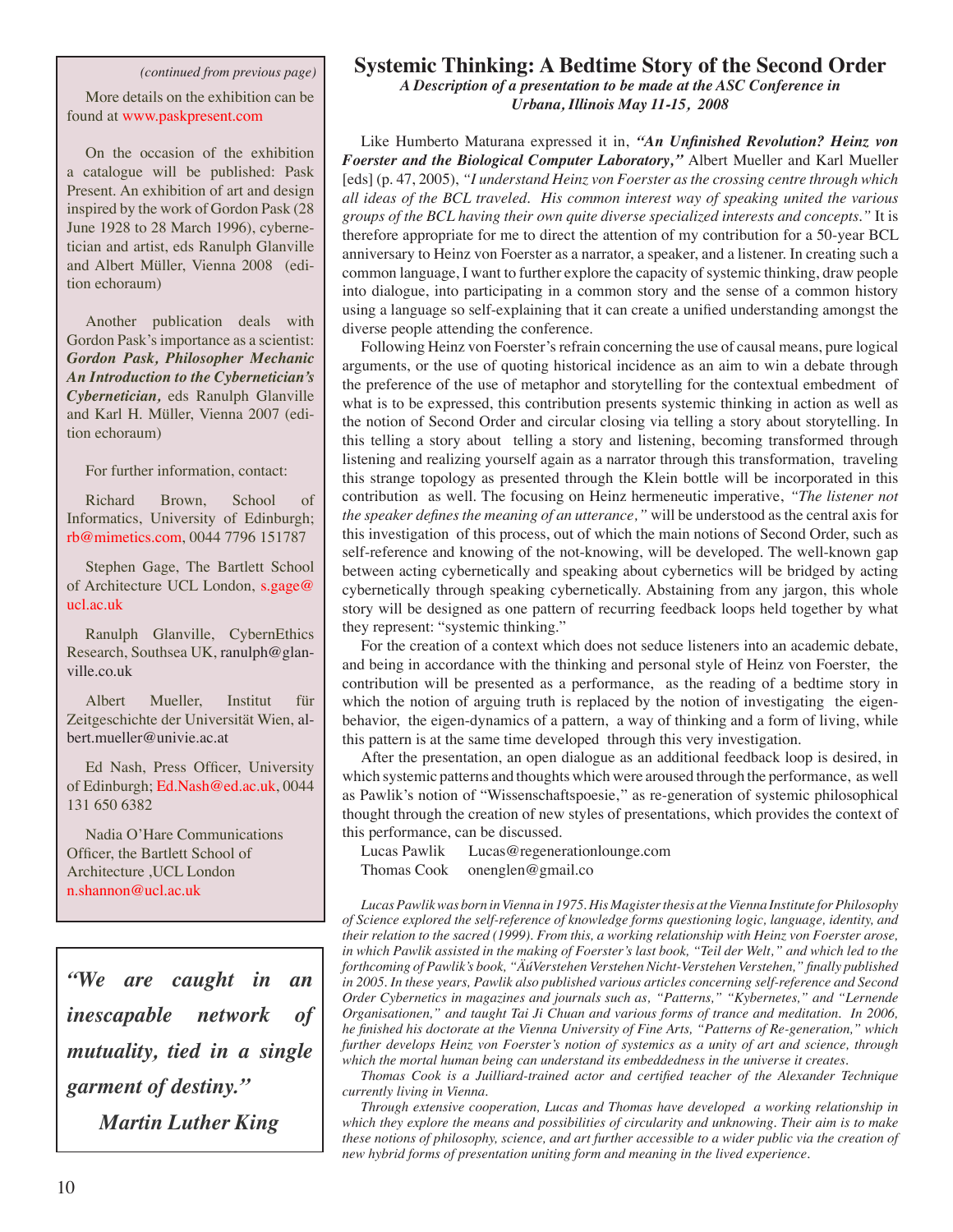*(continued from previous page)*

More details on the exhibition can be found at www.paskpresent.com

On the occasion of the exhibition a catalogue will be published: Pask Present. An exhibition of art and design inspired by the work of Gordon Pask (28 June 1928 to 28 March 1996), cybernetician and artist, eds Ranulph Glanville and Albert Müller, Vienna 2008 (edition echoraum)

Another publication deals with Gordon Pask's importance as a scientist: ***Gordon Pask, Philosopher Mechanic An Introduction to the Cybernetician's Cybernetician,*** eds Ranulph Glanville and Karl H. Müller, Vienna 2007 (edition echoraum)

For further information, contact:

Richard Brown, School of Informatics, University of Edinburgh; rb@mimetics.com, 0044 7796 151787

Stephen Gage, The Bartlett School of Architecture UCL London, s.gage@ucl.ac.uk

Ranulph Glanville, CybernEthics Research, Southsea UK, ranulph@glanville.co.uk

Albert Mueller, Institut für Zeitgeschichte der Universität Wien, albert.mueller@univie.ac.at

Ed Nash, Press Officer, University of Edinburgh; Ed.Nash@ed.ac.uk, 0044 131 650 6382

Nadia O'Hare Communications Officer, the Bartlett School of Architecture ,UCL London n.shannon@ucl.ac.uk

***"We are caught in an inescapable network of mutuality, tied in a single garment of destiny."***

***Martin Luther King***

# Systemic Thinking: A Bedtime Story of the Second Order

***A Description of a presentation to be made at the ASC Conference in Urbana, Illinois May 11-15, 2008***

Like Humberto Maturana expressed it in, ***"An Unfinished Revolution? Heinz von Foerster and the Biological Computer Laboratory,"*** Albert Mueller and Karl Mueller [eds] (p. 47, 2005), *"I understand Heinz von Foerster as the crossing centre through which all ideas of the BCL traveled. His common interest way of speaking united the various groups of the BCL having their own quite diverse specialized interests and concepts."* It is therefore appropriate for me to direct the attention of my contribution for a 50-year BCL anniversary to Heinz von Foerster as a narrator, a speaker, and a listener. In creating such a common language, I want to further explore the capacity of systemic thinking, draw people into dialogue, into participating in a common story and the sense of a common history using a language so self-explaining that it can create a unified understanding amongst the diverse people attending the conference.

Following Heinz von Foerster's refrain concerning the use of causal means, pure logical arguments, or the use of quoting historical incidence as an aim to win a debate through the preference of the use of metaphor and storytelling for the contextual embedment of what is to be expressed, this contribution presents systemic thinking in action as well as the notion of Second Order and circular closing via telling a story about storytelling. In this telling a story about telling a story and listening, becoming transformed through listening and realizing yourself again as a narrator through this transformation, traveling this strange topology as presented through the Klein bottle will be incorporated in this contribution as well. The focusing on Heinz hermeneutic imperative, *"The listener not the speaker defines the meaning of an utterance,"* will be understood as the central axis for this investigation of this process, out of which the main notions of Second Order, such as self-reference and knowing of the not-knowing, will be developed. The well-known gap between acting cybernetically and speaking about cybernetics will be bridged by acting cybernetically through speaking cybernetically. Abstaining from any jargon, this whole story will be designed as one pattern of recurring feedback loops held together by what they represent: "systemic thinking."

For the creation of a context which does not seduce listeners into an academic debate, and being in accordance with the thinking and personal style of Heinz von Foerster, the contribution will be presented as a performance, as the reading of a bedtime story in which the notion of arguing truth is replaced by the notion of investigating the eigenbehavior, the eigen-dynamics of a pattern, a way of thinking and a form of living, while this pattern is at the same time developed through this very investigation.

After the presentation, an open dialogue as an additional feedback loop is desired, in which systemic patterns and thoughts which were aroused through the performance, as well as Pawlik's notion of "Wissenschaftspoesie," as re-generation of systemic philosophical thought through the creation of new styles of presentations, which provides the context of this performance, can be discussed.

Lucas Pawlik Lucas@regenerationlounge.com
Thomas Cook onenglen@gmail.co

*Lucas Pawlik was born in Vienna in 1975. His Magister thesis at the Vienna Institute for Philosophy of Science explored the self-reference of knowledge forms questioning logic, language, identity, and their relation to the sacred (1999). From this, a working relationship with Heinz von Foerster arose, in which Pawlik assisted in the making of Foerster's last book, "Teil der Welt," and which led to the forthcoming of Pawlik's book, "ÄúVerstehen Verstehen Nicht-Verstehen Verstehen," finally published in 2005. In these years, Pawlik also published various articles concerning self-reference and Second Order Cybernetics in magazines and journals such as, "Patterns," "Kybernetes," and "Lernende Organisationen," and taught Tai Ji Chuan and various forms of trance and meditation. In 2006, he finished his doctorate at the Vienna University of Fine Arts, "Patterns of Re-generation," which further develops Heinz von Foerster's notion of systemics as a unity of art and science, through which the mortal human being can understand its embeddedness in the universe it creates.*

*Thomas Cook is a Juilliard-trained actor and certified teacher of the Alexander Technique currently living in Vienna.*

*Through extensive cooperation, Lucas and Thomas have developed a working relationship in which they explore the means and possibilities of circularity and unknowing. Their aim is to make these notions of philosophy, science, and art further accessible to a wider public via the creation of new hybrid forms of presentation uniting form and meaning in the lived experience.*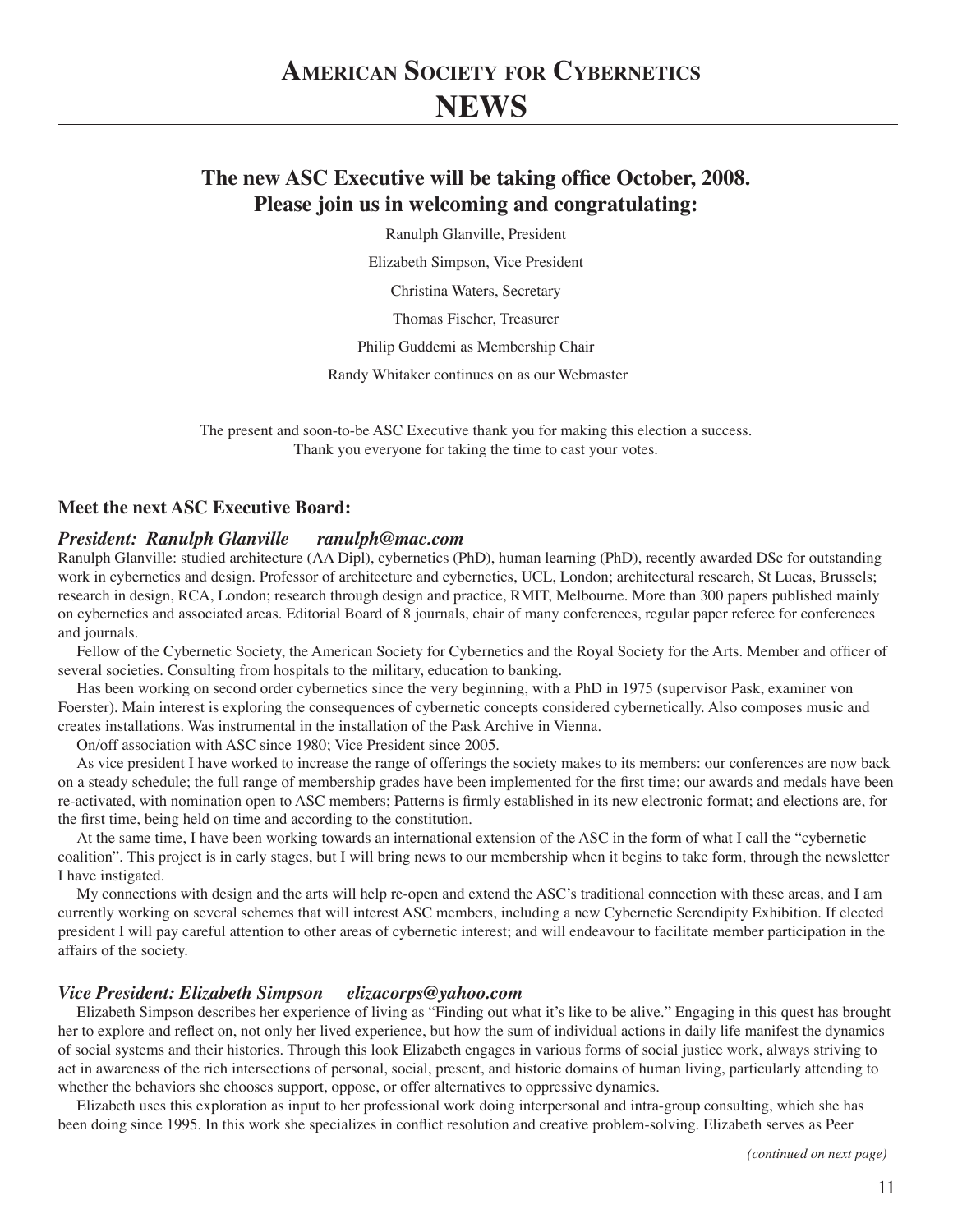# American Society for Cybernetics NEWS

## The new ASC Executive will be taking office October, 2008. Please join us in welcoming and congratulating:

Ranulph Glanville, President

Elizabeth Simpson, Vice President

Christina Waters, Secretary

Thomas Fischer, Treasurer

Philip Guddemi as Membership Chair

Randy Whitaker continues on as our Webmaster

The present and soon-to-be ASC Executive thank you for making this election a success. Thank you everyone for taking the time to cast your votes.

### Meet the next ASC Executive Board:

#### *President: Ranulph Glanville ranulph@mac.com*

Ranulph Glanville: studied architecture (AA Dipl), cybernetics (PhD), human learning (PhD), recently awarded DSc for outstanding work in cybernetics and design. Professor of architecture and cybernetics, UCL, London; architectural research, St Lucas, Brussels; research in design, RCA, London; research through design and practice, RMIT, Melbourne. More than 300 papers published mainly on cybernetics and associated areas. Editorial Board of 8 journals, chair of many conferences, regular paper referee for conferences and journals.

Fellow of the Cybernetic Society, the American Society for Cybernetics and the Royal Society for the Arts. Member and officer of several societies. Consulting from hospitals to the military, education to banking.

Has been working on second order cybernetics since the very beginning, with a PhD in 1975 (supervisor Pask, examiner von Foerster). Main interest is exploring the consequences of cybernetic concepts considered cybernetically. Also composes music and creates installations. Was instrumental in the installation of the Pask Archive in Vienna.

On/off association with ASC since 1980; Vice President since 2005.

As vice president I have worked to increase the range of offerings the society makes to its members: our conferences are now back on a steady schedule; the full range of membership grades have been implemented for the first time; our awards and medals have been re-activated, with nomination open to ASC members; Patterns is firmly established in its new electronic format; and elections are, for the first time, being held on time and according to the constitution.

At the same time, I have been working towards an international extension of the ASC in the form of what I call the "cybernetic coalition". This project is in early stages, but I will bring news to our membership when it begins to take form, through the newsletter I have instigated.

My connections with design and the arts will help re-open and extend the ASC's traditional connection with these areas, and I am currently working on several schemes that will interest ASC members, including a new Cybernetic Serendipity Exhibition. If elected president I will pay careful attention to other areas of cybernetic interest; and will endeavour to facilitate member participation in the affairs of the society.

#### *Vice President: Elizabeth Simpson elizacorps@yahoo.com*

Elizabeth Simpson describes her experience of living as "Finding out what it's like to be alive." Engaging in this quest has brought her to explore and reflect on, not only her lived experience, but how the sum of individual actions in daily life manifest the dynamics of social systems and their histories. Through this look Elizabeth engages in various forms of social justice work, always striving to act in awareness of the rich intersections of personal, social, present, and historic domains of human living, particularly attending to whether the behaviors she chooses support, oppose, or offer alternatives to oppressive dynamics.

Elizabeth uses this exploration as input to her professional work doing interpersonal and intra-group consulting, which she has been doing since 1995. In this work she specializes in conflict resolution and creative problem-solving. Elizabeth serves as Peer

*(continued on next page)*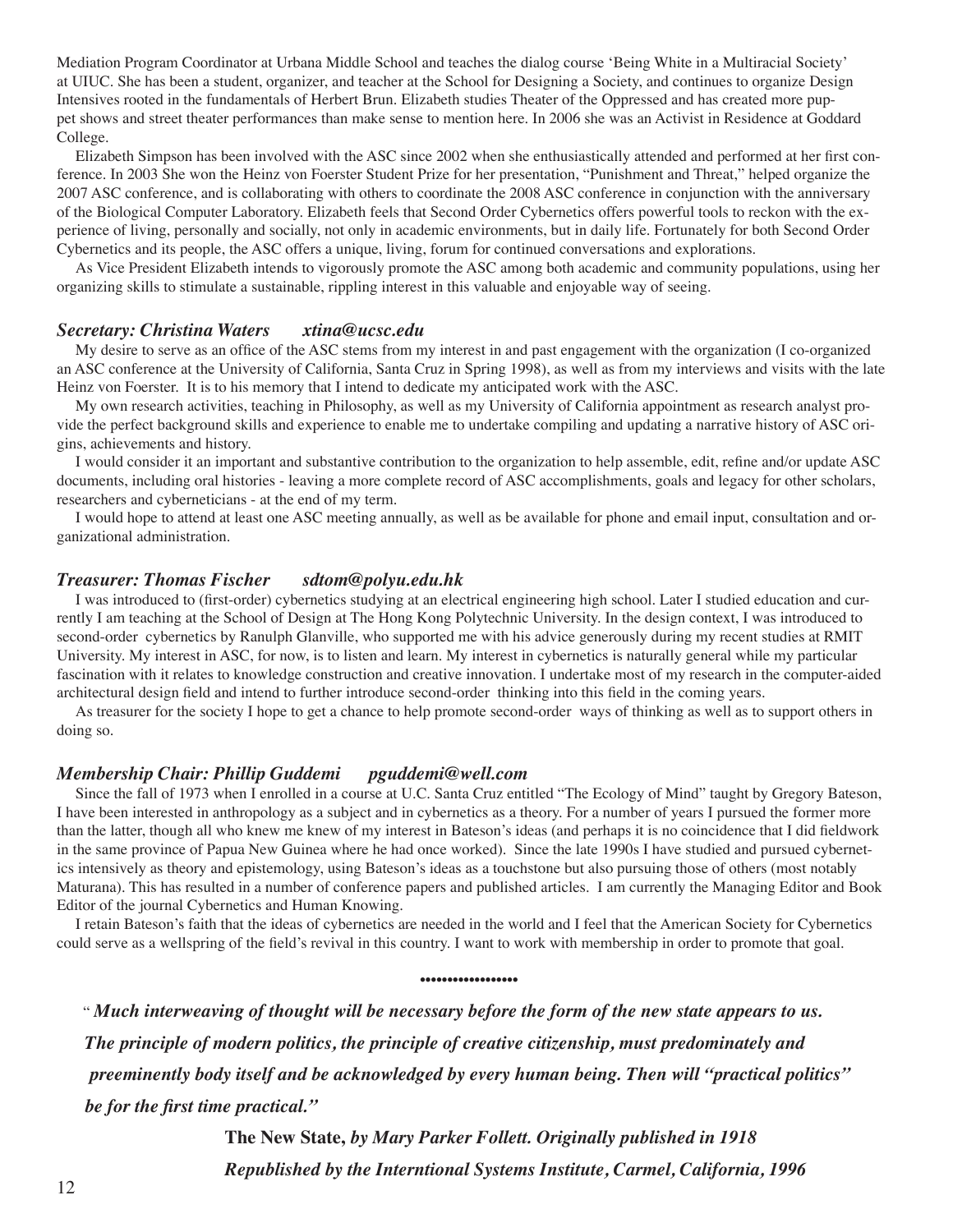Mediation Program Coordinator at Urbana Middle School and teaches the dialog course 'Being White in a Multiracial Society' at UIUC. She has been a student, organizer, and teacher at the School for Designing a Society, and continues to organize Design Intensives rooted in the fundamentals of Herbert Brun. Elizabeth studies Theater of the Oppressed and has created more puppet shows and street theater performances than make sense to mention here. In 2006 she was an Activist in Residence at Goddard College.

Elizabeth Simpson has been involved with the ASC since 2002 when she enthusiastically attended and performed at her first conference. In 2003 She won the Heinz von Foerster Student Prize for her presentation, "Punishment and Threat," helped organize the 2007 ASC conference, and is collaborating with others to coordinate the 2008 ASC conference in conjunction with the anniversary of the Biological Computer Laboratory. Elizabeth feels that Second Order Cybernetics offers powerful tools to reckon with the experience of living, personally and socially, not only in academic environments, but in daily life. Fortunately for both Second Order Cybernetics and its people, the ASC offers a unique, living, forum for continued conversations and explorations.

As Vice President Elizabeth intends to vigorously promote the ASC among both academic and community populations, using her organizing skills to stimulate a sustainable, rippling interest in this valuable and enjoyable way of seeing.

### *Secretary: Christina Waters xtina@ucsc.edu*

My desire to serve as an office of the ASC stems from my interest in and past engagement with the organization (I co-organized an ASC conference at the University of California, Santa Cruz in Spring 1998), as well as from my interviews and visits with the late Heinz von Foerster. It is to his memory that I intend to dedicate my anticipated work with the ASC.

My own research activities, teaching in Philosophy, as well as my University of California appointment as research analyst provide the perfect background skills and experience to enable me to undertake compiling and updating a narrative history of ASC origins, achievements and history.

I would consider it an important and substantive contribution to the organization to help assemble, edit, refine and/or update ASC documents, including oral histories - leaving a more complete record of ASC accomplishments, goals and legacy for other scholars, researchers and cyberneticians - at the end of my term.

I would hope to attend at least one ASC meeting annually, as well as be available for phone and email input, consultation and organizational administration.

### *Treasurer: Thomas Fischer sdtom@polyu.edu.hk*

I was introduced to (first-order) cybernetics studying at an electrical engineering high school. Later I studied education and currently I am teaching at the School of Design at The Hong Kong Polytechnic University. In the design context, I was introduced to second-order cybernetics by Ranulph Glanville, who supported me with his advice generously during my recent studies at RMIT University. My interest in ASC, for now, is to listen and learn. My interest in cybernetics is naturally general while my particular fascination with it relates to knowledge construction and creative innovation. I undertake most of my research in the computer-aided architectural design field and intend to further introduce second-order thinking into this field in the coming years.

As treasurer for the society I hope to get a chance to help promote second-order ways of thinking as well as to support others in doing so.

### *Membership Chair: Phillip Guddemi pguddemi@well.com*

Since the fall of 1973 when I enrolled in a course at U.C. Santa Cruz entitled "The Ecology of Mind" taught by Gregory Bateson, I have been interested in anthropology as a subject and in cybernetics as a theory. For a number of years I pursued the former more than the latter, though all who knew me knew of my interest in Bateson's ideas (and perhaps it is no coincidence that I did fieldwork in the same province of Papua New Guinea where he had once worked). Since the late 1990s I have studied and pursued cybernetics intensively as theory and epistemology, using Bateson's ideas as a touchstone but also pursuing those of others (most notably Maturana). This has resulted in a number of conference papers and published articles. I am currently the Managing Editor and Book Editor of the journal Cybernetics and Human Knowing.

I retain Bateson's faith that the ideas of cybernetics are needed in the world and I feel that the American Society for Cybernetics could serve as a wellspring of the field's revival in this country. I want to work with membership in order to promote that goal.

•••••••••••••••••

" ***Much interweaving of thought will be necessary before the form of the new state appears to us. The principle of modern politics, the principle of creative citizenship, must predominately and preeminently body itself and be acknowledged by every human being. Then will "practical politics" be for the first time practical."***

**The New State,** ***by Mary Parker Follett. Originally published in 1918***
***Republished by the Interntional Systems Institute, Carmel, California, 1996***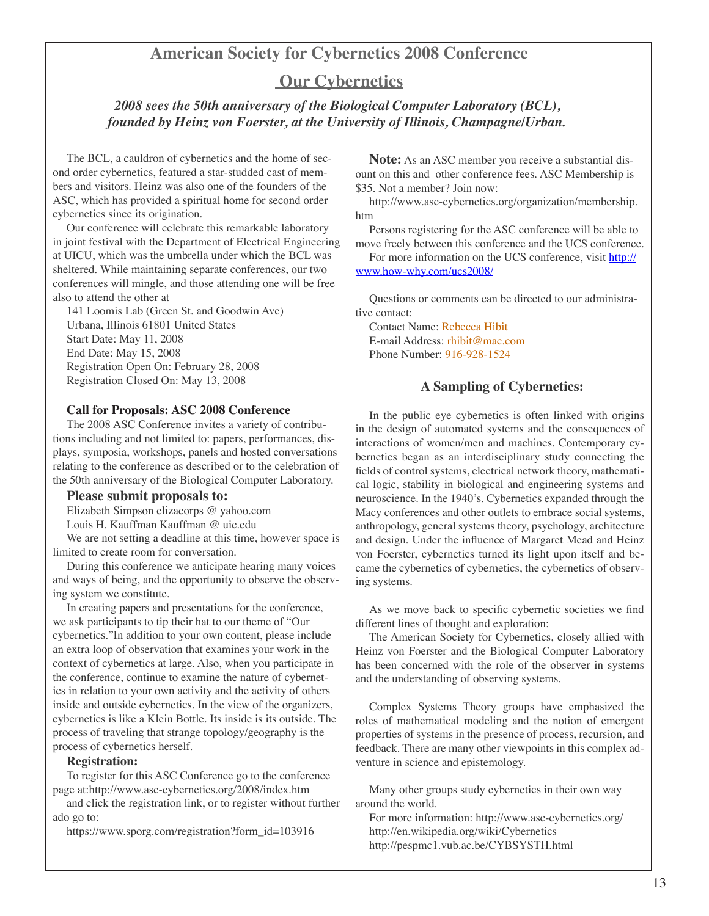# American Society for Cybernetics 2008 Conference

## Our Cybernetics

***2008 sees the 50th anniversary of the Biological Computer Laboratory (BCL), founded by Heinz von Foerster, at the University of Illinois, Champagne/Urban.***

The BCL, a cauldron of cybernetics and the home of second order cybernetics, featured a star-studded cast of members and visitors. Heinz was also one of the founders of the ASC, which has provided a spiritual home for second order cybernetics since its origination.

Our conference will celebrate this remarkable laboratory in joint festival with the Department of Electrical Engineering at UICU, which was the umbrella under which the BCL was sheltered. While maintaining separate conferences, our two conferences will mingle, and those attending one will be free also to attend the other at

141 Loomis Lab (Green St. and Goodwin Ave)
Urbana, Illinois 61801 United States
Start Date: May 11, 2008
End Date: May 15, 2008
Registration Open On: February 28, 2008
Registration Closed On: May 13, 2008

### Call for Proposals: ASC 2008 Conference

The 2008 ASC Conference invites a variety of contributions including and not limited to: papers, performances, displays, symposia, workshops, panels and hosted conversations relating to the conference as described or to the celebration of the 50th anniversary of the Biological Computer Laboratory.

### Please submit proposals to:

Elizabeth Simpson elizacorps @ yahoo.com
Louis H. Kauffman Kauffman @ uic.edu

We are not setting a deadline at this time, however space is limited to create room for conversation.

During this conference we anticipate hearing many voices and ways of being, and the opportunity to observe the observing system we constitute.

In creating papers and presentations for the conference, we ask participants to tip their hat to our theme of "Our cybernetics."In addition to your own content, please include an extra loop of observation that examines your work in the context of cybernetics at large. Also, when you participate in the conference, continue to examine the nature of cybernetics in relation to your own activity and the activity of others inside and outside cybernetics. In the view of the organizers, cybernetics is like a Klein Bottle. Its inside is its outside. The process of traveling that strange topology/geography is the process of cybernetics herself.

### Registration:

To register for this ASC Conference go to the conference page at:http://www.asc-cybernetics.org/2008/index.htm

and click the registration link, or to register without further ado go to:

https://www.sporg.com/registration?form_id=103916

**Note:** As an ASC member you receive a substantial disount on this and other conference fees. ASC Membership is $35. Not a member? Join now:

http://www.asc-cybernetics.org/organization/membership.htm

Persons registering for the ASC conference will be able to move freely between this conference and the UCS conference.

For more information on the UCS conference, visit http://www.how-why.com/ucs2008/

Questions or comments can be directed to our administrative contact:

Contact Name: Rebecca Hibit
E-mail Address: rhibit@mac.com
Phone Number: 916-928-1524

### A Sampling of Cybernetics:

In the public eye cybernetics is often linked with origins in the design of automated systems and the consequences of interactions of women/men and machines. Contemporary cybernetics began as an interdisciplinary study connecting the fields of control systems, electrical network theory, mathematical logic, stability in biological and engineering systems and neuroscience. In the 1940's. Cybernetics expanded through the Macy conferences and other outlets to embrace social systems, anthropology, general systems theory, psychology, architecture and design. Under the influence of Margaret Mead and Heinz von Foerster, cybernetics turned its light upon itself and became the cybernetics of cybernetics, the cybernetics of observing systems.

As we move back to specific cybernetic societies we find different lines of thought and exploration:

The American Society for Cybernetics, closely allied with Heinz von Foerster and the Biological Computer Laboratory has been concerned with the role of the observer in systems and the understanding of observing systems.

Complex Systems Theory groups have emphasized the roles of mathematical modeling and the notion of emergent properties of systems in the presence of process, recursion, and feedback. There are many other viewpoints in this complex adventure in science and epistemology.

Many other groups study cybernetics in their own way around the world.

For more information: http://www.asc-cybernetics.org/
http://en.wikipedia.org/wiki/Cybernetics
http://pespmc1.vub.ac.be/CYBSYSTH.html